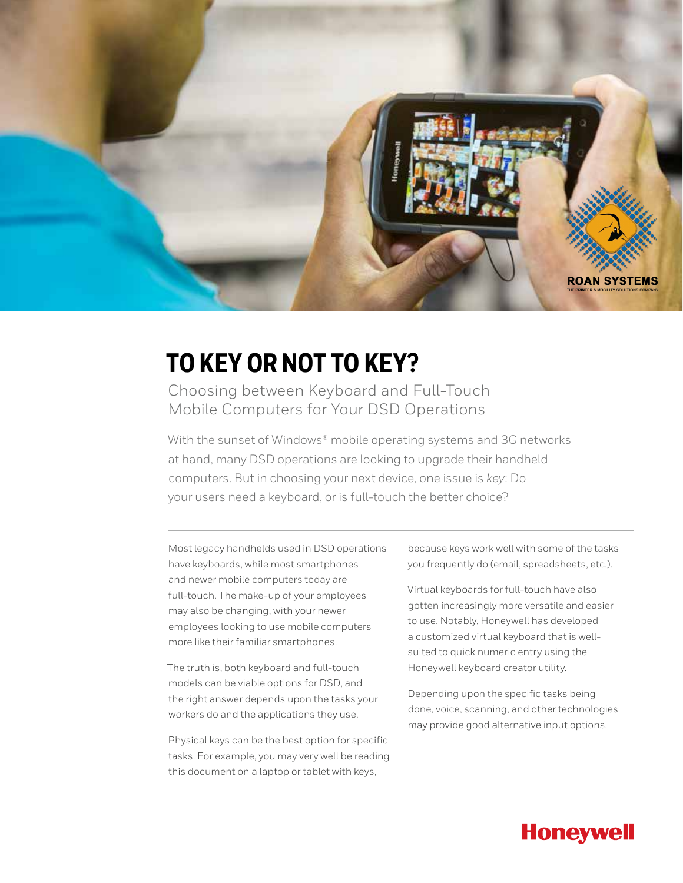# TO KEY OR NOT TO KEY?

## Choosing between Keyboard and Full-Touch Mobile Computers for Your DSD Operations

With the sunset of Windows® mobile operating systems and 3G networks at hand, many DSD operations are looking to upgrade their handheld computers. But in choosing your next device, one issue is *key*: Do your users need a keyboard, or is full-touch the better choice?

---

Most legacy handhelds used in DSD operations have keyboards, while most smartphones and newer mobile computers today are full-touch. The make-up of your employees may also be changing, with your newer employees looking to use mobile computers more like their familiar smartphones.

The truth is, both keyboard and full-touch models can be viable options for DSD, and the right answer depends upon the tasks your workers do and the applications they use.

Physical keys can be the best option for specific tasks. For example, you may very well be reading this document on a laptop or tablet with keys, because keys work well with some of the tasks you frequently do (email, spreadsheets, etc.).

Virtual keyboards for full-touch have also gotten increasingly more versatile and easier to use. Notably, Honeywell has developed a customized virtual keyboard that is well-suited to quick numeric entry using the Honeywell keyboard creator utility.

Depending upon the specific tasks being done, voice, scanning, and other technologies may provide good alternative input options.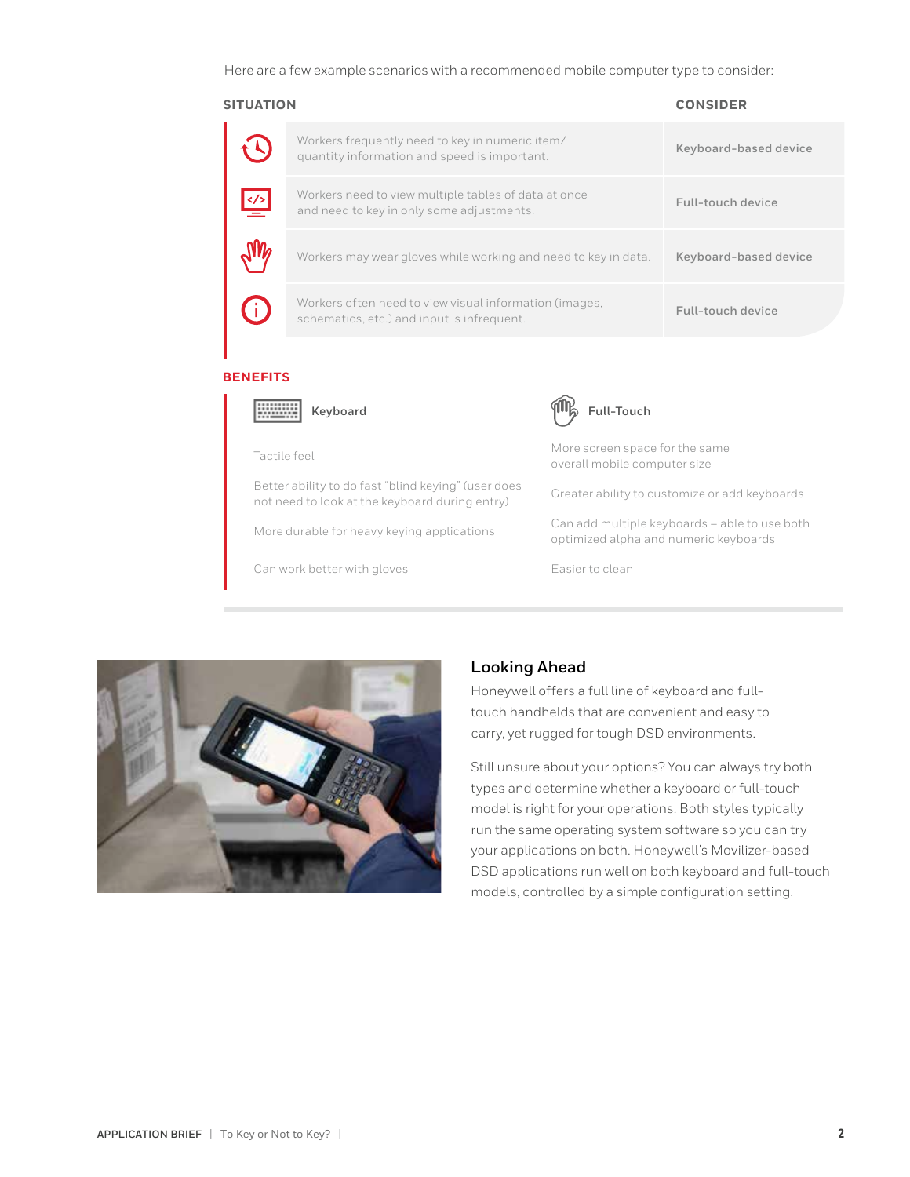Here are a few example scenarios with a recommended mobile computer type to consider:

| SITUATION | CONSIDER |
|---|---|
| Workers frequently need to key in numeric item/quantity information and speed is important. | Keyboard-based device |
| Workers need to view multiple tables of data at once and need to key in only some adjustments. | Full-touch device |
| Workers may wear gloves while working and need to key in data. | Keyboard-based device |
| Workers often need to view visual information (images, schematics, etc.) and input is infrequent. | Full-touch device |

## BENEFITS

### Keyboard

- Tactile feel
- Better ability to do fast "blind keying" (user does not need to look at the keyboard during entry)
- More durable for heavy keying applications
- Can work better with gloves

### Full-Touch

- More screen space for the same overall mobile computer size
- Greater ability to customize or add keyboards
- Can add multiple keyboards – able to use both optimized alpha and numeric keyboards
- Easier to clean

## Looking Ahead

Honeywell offers a full line of keyboard and full-touch handhelds that are convenient and easy to carry, yet rugged for tough DSD environments.

Still unsure about your options? You can always try both types and determine whether a keyboard or full-touch model is right for your operations. Both styles typically run the same operating system software so you can try your applications on both. Honeywell's Movilizer-based DSD applications run well on both keyboard and full-touch models, controlled by a simple configuration setting.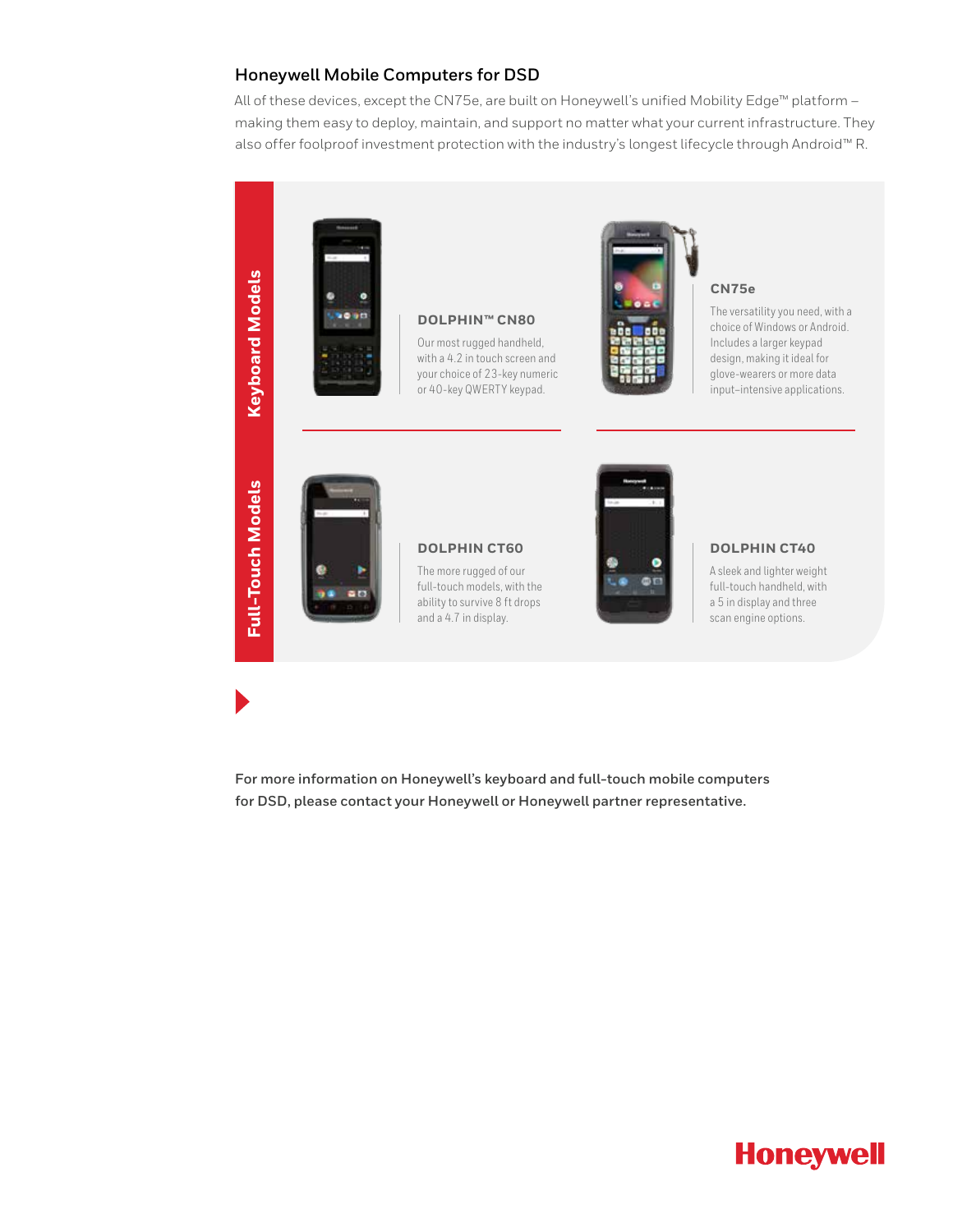## Honeywell Mobile Computers for DSD

All of these devices, except the CN75e, are built on Honeywell's unified Mobility Edge™ platform – making them easy to deploy, maintain, and support no matter what your current infrastructure. They also offer foolproof investment protection with the industry's longest lifecycle through Android™ R.

### Keyboard Models

#### DOLPHIN™ CN80

Our most rugged handheld, with a 4.2 in touch screen and your choice of 23-key numeric or 40-key QWERTY keypad.

#### CN75e

The versatility you need, with a choice of Windows or Android. Includes a larger keypad design, making it ideal for glove-wearers or more data input-intensive applications.

### Full-Touch Models

#### DOLPHIN CT60

The more rugged of our full-touch models, with the ability to survive 8 ft drops and a 4.7 in display.

#### DOLPHIN CT40

A sleek and lighter weight full-touch handheld, with a 5 in display and three scan engine options.

**For more information on Honeywell's keyboard and full-touch mobile computers for DSD, please contact your Honeywell or Honeywell partner representative.**

Honeywell